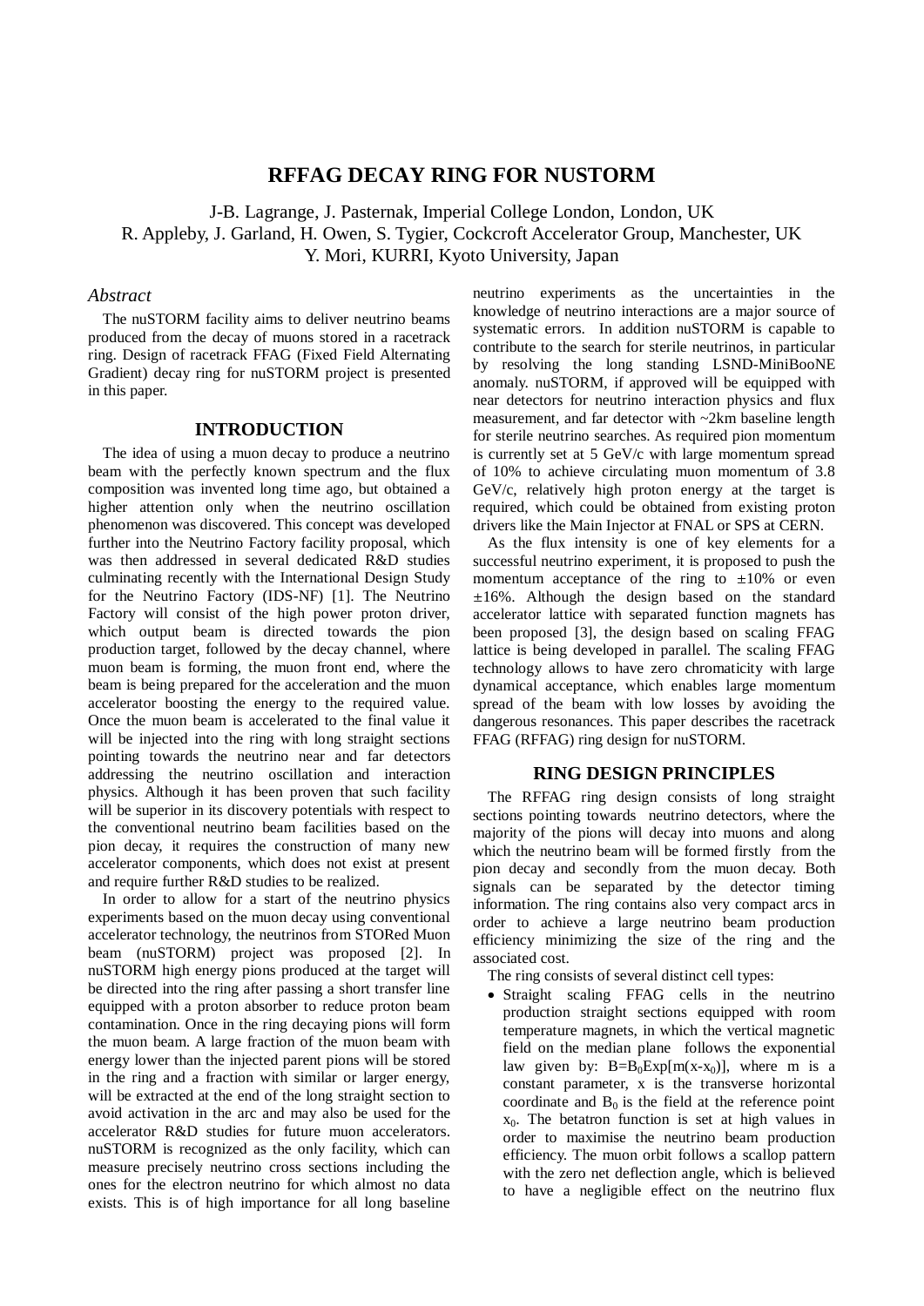# RFFAG DECAY RING FOR NUSTORM

J-B. Lagrange, J. Pasternak, Imperial College London, London, UK
R. Appleby, J. Garland, H. Owen, S. Tygier, Cockcroft Accelerator Group, Manchester, UK
Y. Mori, KURRI, Kyoto University, Japan

### *Abstract*

The nuSTORM facility aims to deliver neutrino beams produced from the decay of muons stored in a racetrack ring. Design of racetrack FFAG (Fixed Field Alternating Gradient) decay ring for nuSTORM project is presented in this paper.

## INTRODUCTION

The idea of using a muon decay to produce a neutrino beam with the perfectly known spectrum and the flux composition was invented long time ago, but obtained a higher attention only when the neutrino oscillation phenomenon was discovered. This concept was developed further into the Neutrino Factory facility proposal, which was then addressed in several dedicated R&D studies culminating recently with the International Design Study for the Neutrino Factory (IDS-NF) [1]. The Neutrino Factory will consist of the high power proton driver, which output beam is directed towards the pion production target, followed by the decay channel, where muon beam is forming, the muon front end, where the beam is being prepared for the acceleration and the muon accelerator boosting the energy to the required value. Once the muon beam is accelerated to the final value it will be injected into the ring with long straight sections pointing towards the neutrino near and far detectors addressing the neutrino oscillation and interaction physics. Although it has been proven that such facility will be superior in its discovery potentials with respect to the conventional neutrino beam facilities based on the pion decay, it requires the construction of many new accelerator components, which does not exist at present and require further R&D studies to be realized.

In order to allow for a start of the neutrino physics experiments based on the muon decay using conventional accelerator technology, the neutrinos from STORed Muon beam (nuSTORM) project was proposed [2]. In nuSTORM high energy pions produced at the target will be directed into the ring after passing a short transfer line equipped with a proton absorber to reduce proton beam contamination. Once in the ring decaying pions will form the muon beam. A large fraction of the muon beam with energy lower than the injected parent pions will be stored in the ring and a fraction with similar or larger energy, will be extracted at the end of the long straight section to avoid activation in the arc and may also be used for the accelerator R&D studies for future muon accelerators. nuSTORM is recognized as the only facility, which can measure precisely neutrino cross sections including the ones for the electron neutrino for which almost no data exists. This is of high importance for all long baseline neutrino experiments as the uncertainties in the knowledge of neutrino interactions are a major source of systematic errors. In addition nuSTORM is capable to contribute to the search for sterile neutrinos, in particular by resolving the long standing LSND-MiniBooNE anomaly. nuSTORM, if approved will be equipped with near detectors for neutrino interaction physics and flux measurement, and far detector with ~2km baseline length for sterile neutrino searches. As required pion momentum is currently set at 5 GeV/c with large momentum spread of 10% to achieve circulating muon momentum of 3.8 GeV/c, relatively high proton energy at the target is required, which could be obtained from existing proton drivers like the Main Injector at FNAL or SPS at CERN.

As the flux intensity is one of key elements for a successful neutrino experiment, it is proposed to push the momentum acceptance of the ring to ±10% or even ±16%. Although the design based on the standard accelerator lattice with separated function magnets has been proposed [3], the design based on scaling FFAG lattice is being developed in parallel. The scaling FFAG technology allows to have zero chromaticity with large dynamical acceptance, which enables large momentum spread of the beam with low losses by avoiding the dangerous resonances. This paper describes the racetrack FFAG (RFFAG) ring design for nuSTORM.

## RING DESIGN PRINCIPLES

The RFFAG ring design consists of long straight sections pointing towards neutrino detectors, where the majority of the pions will decay into muons and along which the neutrino beam will be formed firstly from the pion decay and secondly from the muon decay. Both signals can be separated by the detector timing information. The ring contains also very compact arcs in order to achieve a large neutrino beam production efficiency minimizing the size of the ring and the associated cost.

The ring consists of several distinct cell types:

- Straight scaling FFAG cells in the neutrino production straight sections equipped with room temperature magnets, in which the vertical magnetic field on the median plane follows the exponential law given by: $B=B_0\mathrm{Exp}[m(x-x_0)]$, where m is a constant parameter, x is the transverse horizontal coordinate and $B_0$ is the field at the reference point $x_0$. The betatron function is set at high values in order to maximise the neutrino beam production efficiency. The muon orbit follows a scallop pattern with the zero net deflection angle, which is believed to have a negligible effect on the neutrino flux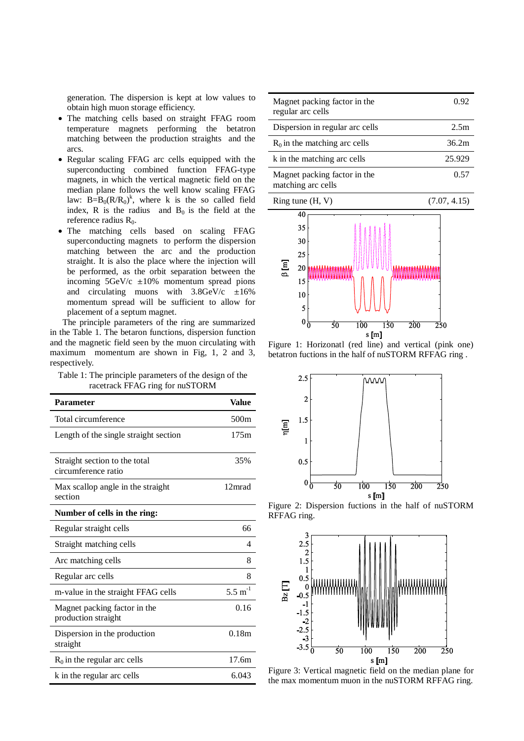generation. The dispersion is kept at low values to obtain high muon storage efficiency.

- The matching cells based on straight FFAG room temperature magnets performing the betatron matching between the production straights and the arcs.
- Regular scaling FFAG arc cells equipped with the superconducting combined function FFAG-type magnets, in which the vertical magnetic field on the median plane follows the well know scaling FFAG law: $B=B_0(R/R_0)^k$, where k is the so called field index, R is the radius and $B_0$ is the field at the reference radius $R_0$.
- The matching cells based on scaling FFAG superconducting magnets to perform the dispersion matching between the arc and the production straight. It is also the place where the injection will be performed, as the orbit separation between the incoming 5GeV/c ±10% momentum spread pions and circulating muons with 3.8GeV/c ±16% momentum spread will be sufficient to allow for placement of a septum magnet.

The principle parameters of the ring are summarized in the Table 1. The betaron functions, dispersion function and the magnetic field seen by the muon circulating with maximum momentum are shown in Fig, 1, 2 and 3, respectively.

Table 1: The principle parameters of the design of the racetrack FFAG ring for nuSTORM

| **Parameter** | **Value** |
|---|---|
| Total circumference | 500m |
| Length of the single straight section | 175m |
| Straight section to the total circumference ratio | 35% |
| Max scallop angle in the straight section | 12mrad |
| **Number of cells in the ring:** | |
| Regular straight cells | 66 |
| Straight matching cells | 4 |
| Arc matching cells | 8 |
| Regular arc cells | 8 |
| m-value in the straight FFAG cells | 5.5 $m^{-1}$ |
| Magnet packing factor in the production straight | 0.16 |
| Dispersion in the production straight | 0.18m |
| $R_0$ in the regular arc cells | 17.6m |
| k in the regular arc cells | 6.043 |
| Magnet packing factor in the regular arc cells | 0.92 |
| Dispersion in regular arc cells | 2.5m |
| $R_0$ in the matching arc cells | 36.2m |
| k in the matching arc cells | 25.929 |
| Magnet packing factor in the matching arc cells | 0.57 |
| Ring tune (H, V) | (7.07, 4.15) |

Figure 1: Horizonatl (red line) and vertical (pink one) betatron fuctions in the half of nuSTORM RFFAG ring .

Figure 2: Dispersion fuctions in the half of nuSTORM RFFAG ring.

Figure 3: Vertical magnetic field on the median plane for the max momentum muon in the nuSTORM RFFAG ring.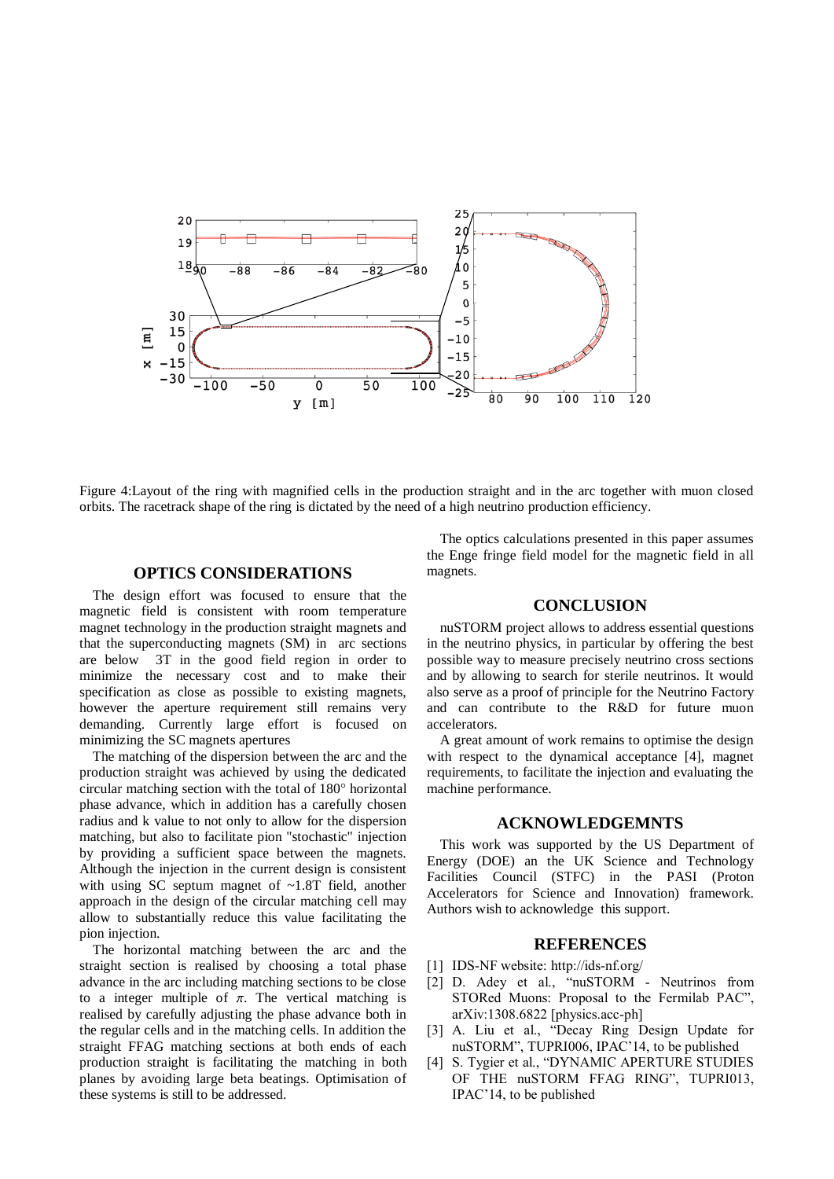20
19
18
-90 -88 -86 -84 -82 -80

30
15
0
-15
-30
x [m]
-100 -50 0 50 100
y [m]

25
20
15
10
5
0
-5
-10
-15
-20
-25
80 90 100 110 120

Figure 4:Layout of the ring with magnified cells in the production straight and in the arc together with muon closed orbits. The racetrack shape of the ring is dictated by the need of a high neutrino production efficiency.

## OPTICS CONSIDERATIONS

The design effort was focused to ensure that the magnetic field is consistent with room temperature magnet technology in the production straight magnets and that the superconducting magnets (SM) in arc sections are below 3T in the good field region in order to minimize the necessary cost and to make their specification as close as possible to existing magnets, however the aperture requirement still remains very demanding. Currently large effort is focused on minimizing the SC magnets apertures

The matching of the dispersion between the arc and the production straight was achieved by using the dedicated circular matching section with the total of 180° horizontal phase advance, which in addition has a carefully chosen radius and k value to not only to allow for the dispersion matching, but also to facilitate pion "stochastic" injection by providing a sufficient space between the magnets. Although the injection in the current design is consistent with using SC septum magnet of ~1.8T field, another approach in the design of the circular matching cell may allow to substantially reduce this value facilitating the pion injection.

The horizontal matching between the arc and the straight section is realised by choosing a total phase advance in the arc including matching sections to be close to a integer multiple of $\pi$. The vertical matching is realised by carefully adjusting the phase advance both in the regular cells and in the matching cells. In addition the straight FFAG matching sections at both ends of each production straight is facilitating the matching in both planes by avoiding large beta beatings. Optimisation of these systems is still to be addressed.

The optics calculations presented in this paper assumes the Enge fringe field model for the magnetic field in all magnets.

## CONCLUSION

nuSTORM project allows to address essential questions in the neutrino physics, in particular by offering the best possible way to measure precisely neutrino cross sections and by allowing to search for sterile neutrinos. It would also serve as a proof of principle for the Neutrino Factory and can contribute to the R&D for future muon accelerators.

A great amount of work remains to optimise the design with respect to the dynamical acceptance [4], magnet requirements, to facilitate the injection and evaluating the machine performance.

## ACKNOWLEDGEMNTS

This work was supported by the US Department of Energy (DOE) an the UK Science and Technology Facilities Council (STFC) in the PASI (Proton Accelerators for Science and Innovation) framework. Authors wish to acknowledge this support.

## REFERENCES

[1] IDS-NF website: http://ids-nf.org/

[2] D. Adey et al., "nuSTORM - Neutrinos from STORed Muons: Proposal to the Fermilab PAC", arXiv:1308.6822 [physics.acc-ph]

[3] A. Liu et al., "Decay Ring Design Update for nuSTORM", TUPRI006, IPAC'14, to be published

[4] S. Tygier et al., "DYNAMIC APERTURE STUDIES OF THE nuSTORM FFAG RING", TUPRI013, IPAC'14, to be published